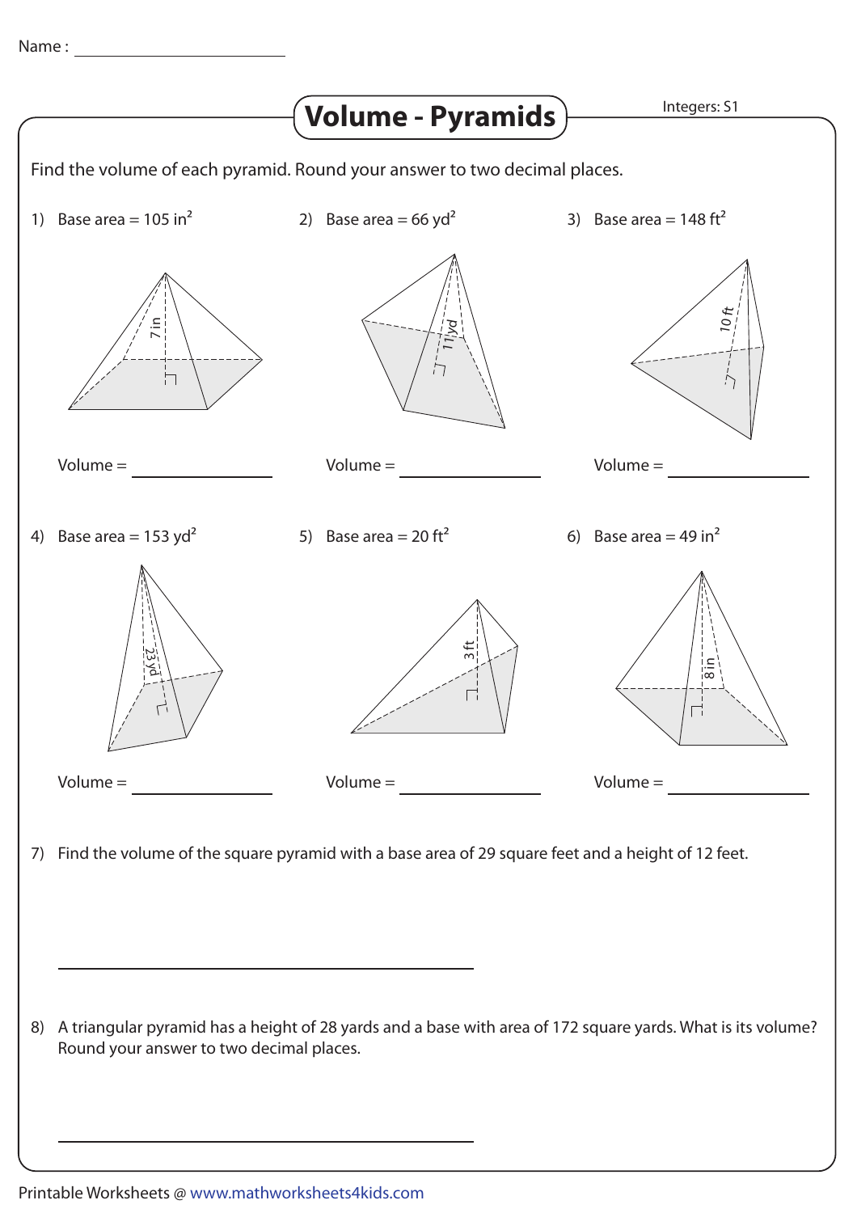Name : ________________________

# Volume - Pyramids

Integers: S1

Find the volume of each pyramid. Round your answer to two decimal places.

1) Base area = 105 in$^2$

7 in

Volume = ______________

2) Base area = 66 yd$^2$

11 yd

Volume = ______________

3) Base area = 148 ft$^2$

10 ft

Volume = ______________

4) Base area = 153 yd$^2$

23 yd

Volume = ______________

5) Base area = 20 ft$^2$

3 ft

Volume = ______________

6) Base area = 49 in$^2$

8 in

Volume = ______________

7) Find the volume of the square pyramid with a base area of 29 square feet and a height of 12 feet.

______________________________

8) A triangular pyramid has a height of 28 yards and a base with area of 172 square yards. What is its volume? Round your answer to two decimal places.

______________________________

Printable Worksheets @ www.mathworksheets4kids.com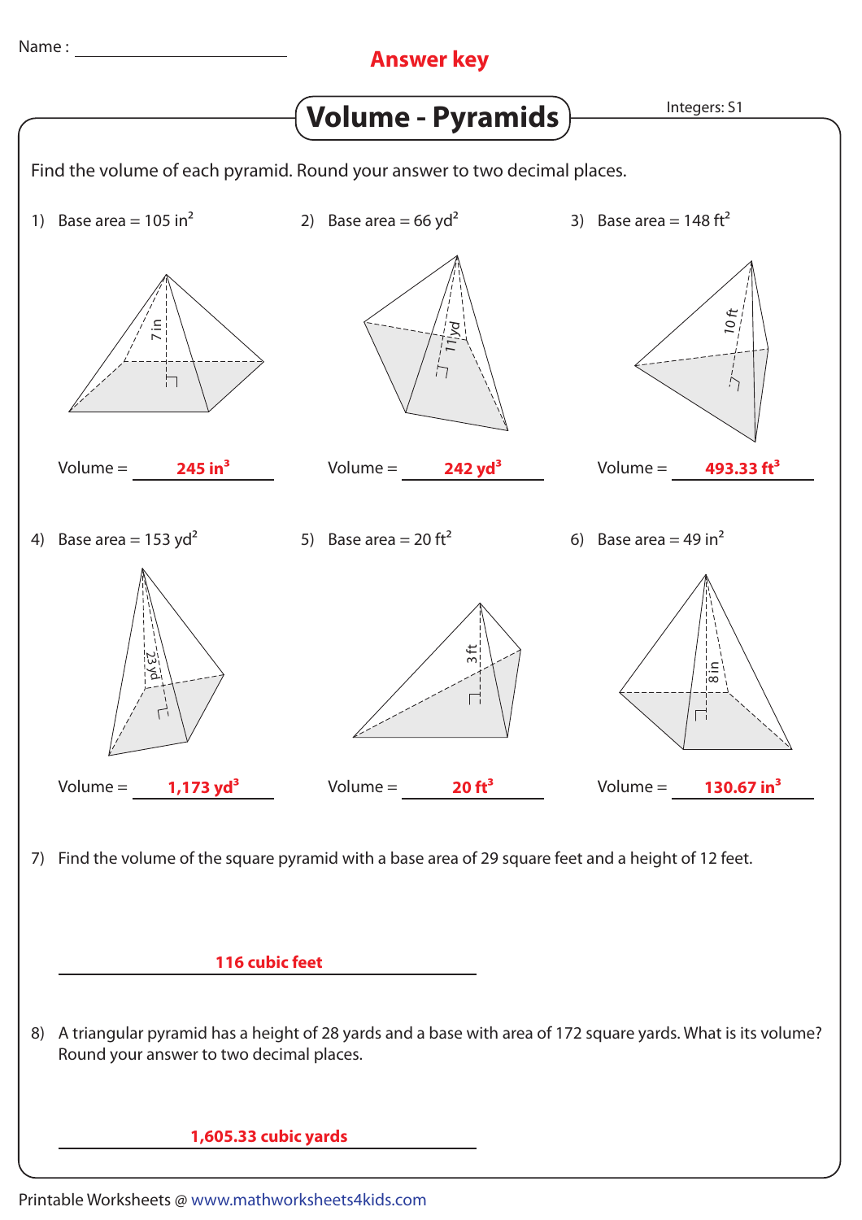Name : ____________________

**Answer key**

# Volume - Pyramids

Integers: S1

Find the volume of each pyramid. Round your answer to two decimal places.

1) Base area = 105 $in^2$

7 in

Volume = **245 $in^3$**

2) Base area = 66 $yd^2$

11 yd

Volume = **242 $yd^3$**

3) Base area = 148 $ft^2$

10 ft

Volume = **493.33 $ft^3$**

4) Base area = 153 $yd^2$

23 yd

Volume = **1,173 $yd^3$**

5) Base area = 20 $ft^2$

3 ft

Volume = **20 $ft^3$**

6) Base area = 49 $in^2$

8 in

Volume = **130.67 $in^3$**

7) Find the volume of the square pyramid with a base area of 29 square feet and a height of 12 feet.

**116 cubic feet**

8) A triangular pyramid has a height of 28 yards and a base with area of 172 square yards. What is its volume? Round your answer to two decimal places.

**1,605.33 cubic yards**

Printable Worksheets @ www.mathworksheets4kids.com